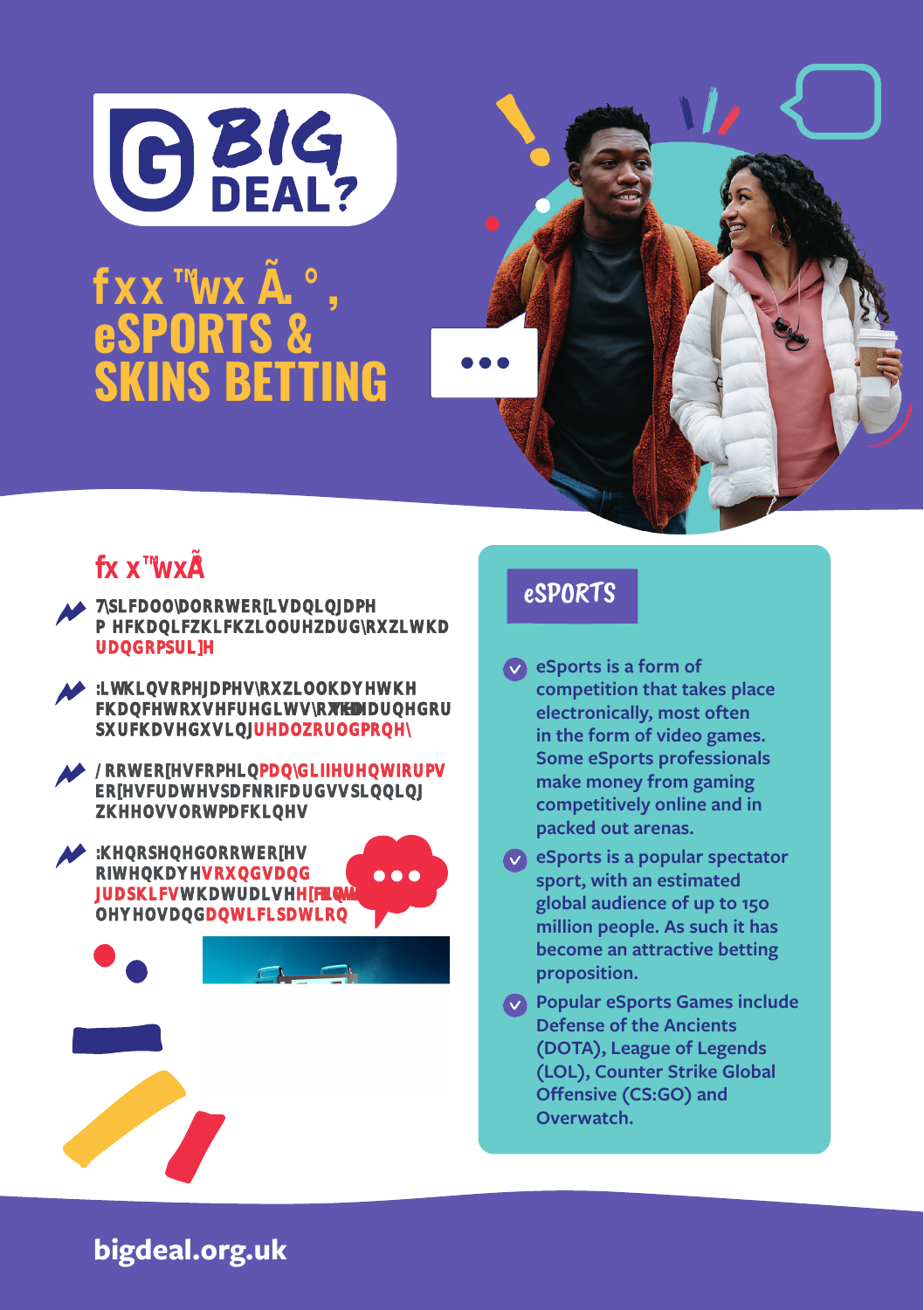# LOOT BOXES, eSPORTS & SKINS BETTING

## LOOT BOXES

- Typically a loot box is an in-game mechanic which will reward you with a **random prize**
- Within some games you will have the chance to use credits you have earned or purchased using **real world money**
- Loot boxes come in **many different forms**: boxes, crates, pack of cards, spinning wheels, slot machines
- When opened loot boxes often have **sounds and graphics** that raise **excitement** levels and **anticipation**

## eSPORTS

- eSports is a form of competition that takes place electronically, most often in the form of video games. Some eSports professionals make money from gaming competitively online and in packed out arenas.
- eSports is a popular spectator sport, with an estimated global audience of up to 150 million people. As such it has become an attractive betting proposition.
- Popular eSports Games include Defense of the Ancients (DOTA), League of Legends (LOL), Counter Strike Global Offensive (CS:GO) and Overwatch.

bigdeal.org.uk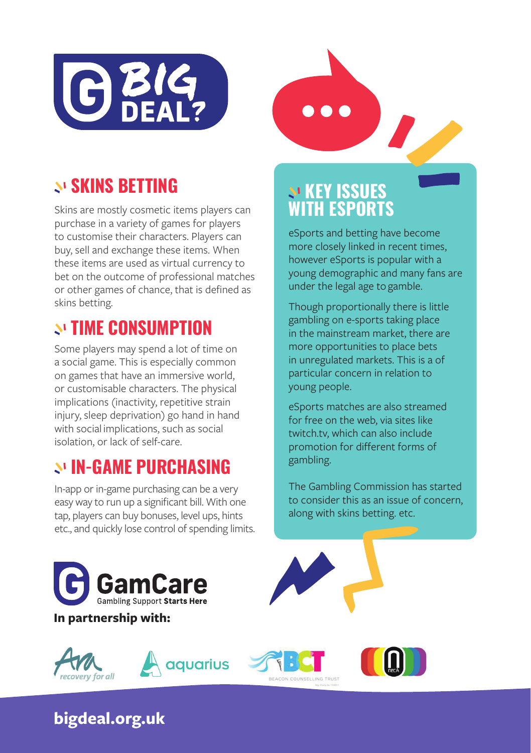# BIG DEAL?

## SKINS BETTING

Skins are mostly cosmetic items players can purchase in a variety of games for players to customise their characters. Players can buy, sell and exchange these items. When these items are used as virtual currency to bet on the outcome of professional matches or other games of chance, that is defined as skins betting.

## TIME CONSUMPTION

Some players may spend a lot of time on a social game. This is especially common on games that have an immersive world, or customisable characters. The physical implications (inactivity, repetitive strain injury, sleep deprivation) go hand in hand with social implications, such as social isolation, or lack of self-care.

## IN-GAME PURCHASING

In-app or in-game purchasing can be a very easy way to run up a significant bill. With one tap, players can buy bonuses, level ups, hints etc., and quickly lose control of spending limits.

## KEY ISSUES WITH ESPORTS

eSports and betting have become more closely linked in recent times, however eSports is popular with a young demographic and many fans are under the legal age to gamble.

Though proportionally there is little gambling on e-sports taking place in the mainstream market, there are more opportunities to place bets in unregulated markets. This is a of particular concern in relation to young people.

eSports matches are also streamed for free on the web, via sites like twitch.tv, which can also include promotion for different forms of gambling.

The Gambling Commission has started to consider this as an issue of concern, along with skins betting. etc.

GamCare
Gambling Support **Starts Here**

**In partnership with:**

ARA recovery for all

aquarius

BCT BEACON COUNSELLING TRUST

NECA

**bigdeal.org.uk**